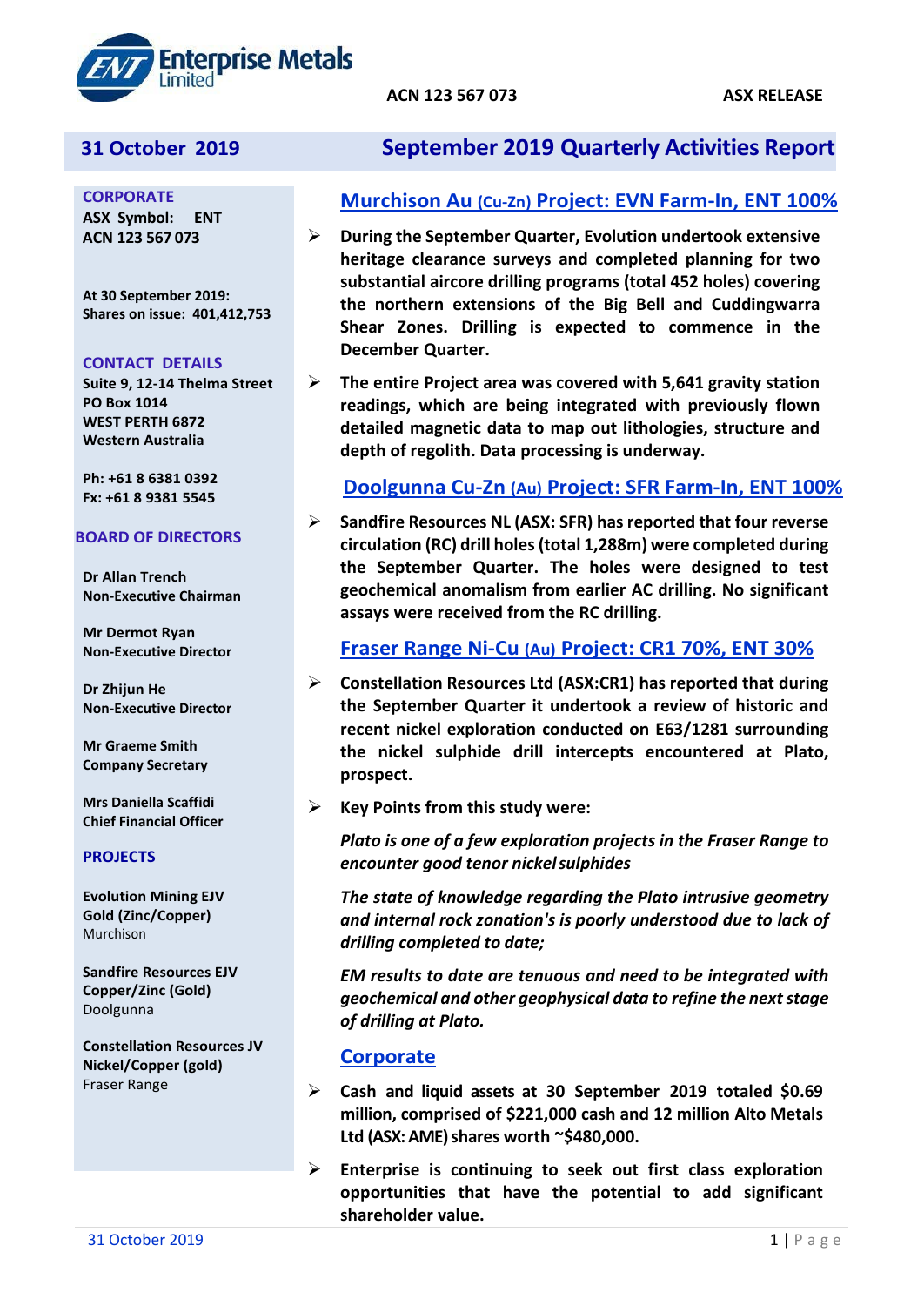Enterprise Metals Limited

ACN 123 567 073 ASX RELEASE

**31 October 2019**

# September 2019 Quarterly Activities Report

**CORPORATE**
**ASX Symbol: ENT**
**ACN 123 567 073**

**At 30 September 2019:**
**Shares on issue: 401,412,753**

**CONTACT DETAILS**
**Suite 9, 12-14 Thelma Street**
**PO Box 1014**
**WEST PERTH 6872**
**Western Australia**

**Ph: +61 8 6381 0392**
**Fx: +61 8 9381 5545**

**BOARD OF DIRECTORS**

**Dr Allan Trench**
**Non-Executive Chairman**

**Mr Dermot Ryan**
**Non-Executive Director**

**Dr Zhijun He**
**Non-Executive Director**

**Mr Graeme Smith**
**Company Secretary**

**Mrs Daniella Scaffidi**
**Chief Financial Officer**

**PROJECTS**

**Evolution Mining EJV**
**Gold (Zinc/Copper)**
Murchison

**Sandfire Resources EJV**
**Copper/Zinc (Gold)**
Doolgunna

**Constellation Resources JV**
**Nickel/Copper (gold)**
Fraser Range

## Murchison Au (Cu-Zn) Project: EVN Farm-In, ENT 100%

- **During the September Quarter, Evolution undertook extensive heritage clearance surveys and completed planning for two substantial aircore drilling programs (total 452 holes) covering the northern extensions of the Big Bell and Cuddingwarra Shear Zones. Drilling is expected to commence in the December Quarter.**
- **The entire Project area was covered with 5,641 gravity station readings, which are being integrated with previously flown detailed magnetic data to map out lithologies, structure and depth of regolith. Data processing is underway.**

## Doolgunna Cu-Zn (Au) Project: SFR Farm-In, ENT 100%

- **Sandfire Resources NL (ASX: SFR) has reported that four reverse circulation (RC) drill holes (total 1,288m) were completed during the September Quarter. The holes were designed to test geochemical anomalism from earlier AC drilling. No significant assays were received from the RC drilling.**

## Fraser Range Ni-Cu (Au) Project: CR1 70%, ENT 30%

- **Constellation Resources Ltd (ASX:CR1) has reported that during the September Quarter it undertook a review of historic and recent nickel exploration conducted on E63/1281 surrounding the nickel sulphide drill intercepts encountered at Plato, prospect.**
- **Key Points from this study were:**

  ***Plato is one of a few exploration projects in the Fraser Range to encounter good tenor nickel sulphides***

  ***The state of knowledge regarding the Plato intrusive geometry and internal rock zonation's is poorly understood due to lack of drilling completed to date;***

  ***EM results to date are tenuous and need to be integrated with geochemical and other geophysical data to refine the next stage of drilling at Plato.***

## Corporate

- **Cash and liquid assets at 30 September 2019 totaled $0.69 million, comprised of $221,000 cash and 12 million Alto Metals Ltd (ASX: AME) shares worth ~$480,000.**
- **Enterprise is continuing to seek out first class exploration opportunities that have the potential to add significant shareholder value.**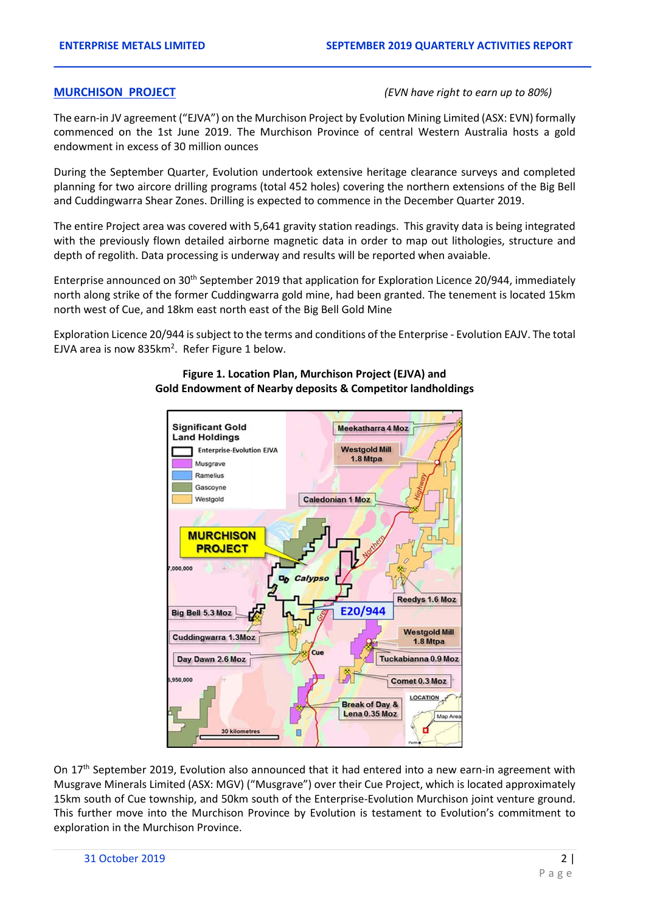## MURCHISON PROJECT

*(EVN have right to earn up to 80%)*

The earn-in JV agreement ("EJVA") on the Murchison Project by Evolution Mining Limited (ASX: EVN) formally commenced on the 1st June 2019. The Murchison Province of central Western Australia hosts a gold endowment in excess of 30 million ounces

During the September Quarter, Evolution undertook extensive heritage clearance surveys and completed planning for two aircore drilling programs (total 452 holes) covering the northern extensions of the Big Bell and Cuddingwarra Shear Zones. Drilling is expected to commence in the December Quarter 2019.

The entire Project area was covered with 5,641 gravity station readings. This gravity data is being integrated with the previously flown detailed airborne magnetic data in order to map out lithologies, structure and depth of regolith. Data processing is underway and results will be reported when avaiable.

Enterprise announced on 30th September 2019 that application for Exploration Licence 20/944, immediately north along strike of the former Cuddingwarra gold mine, had been granted. The tenement is located 15km north west of Cue, and 18km east north east of the Big Bell Gold Mine

Exploration Licence 20/944 is subject to the terms and conditions of the Enterprise - Evolution EAJV. The total EJVA area is now 835km$^2$. Refer Figure 1 below.

**Figure 1. Location Plan, Murchison Project (EJVA) and Gold Endowment of Nearby deposits & Competitor landholdings**

On 17th September 2019, Evolution also announced that it had entered into a new earn-in agreement with Musgrave Minerals Limited (ASX: MGV) ("Musgrave") over their Cue Project, which is located approximately 15km south of Cue township, and 50km south of the Enterprise-Evolution Murchison joint venture ground. This further move into the Murchison Province by Evolution is testament to Evolution's commitment to exploration in the Murchison Province.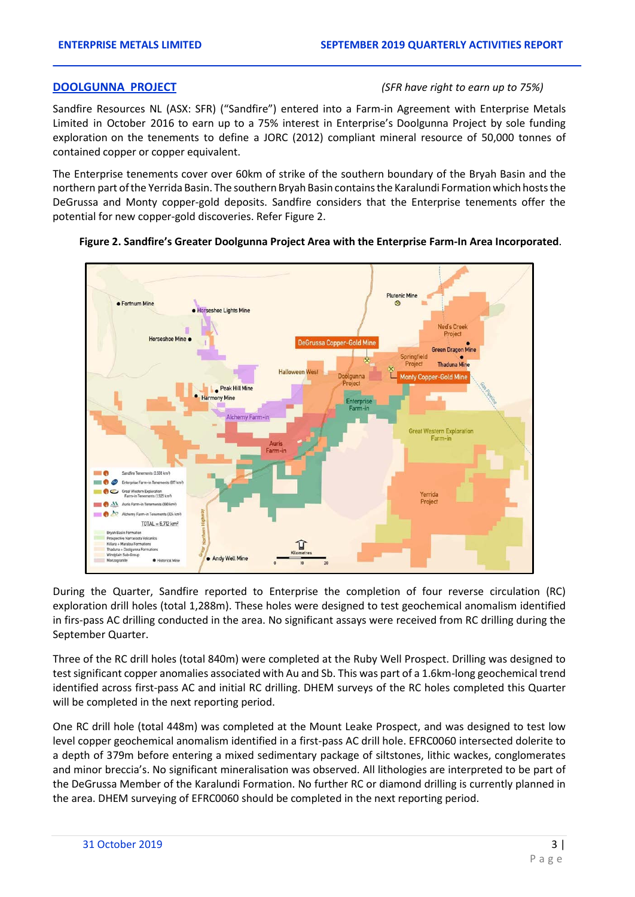## DOOLGUNNA PROJECT

*(SFR have right to earn up to 75%)*

Sandfire Resources NL (ASX: SFR) ("Sandfire") entered into a Farm-in Agreement with Enterprise Metals Limited in October 2016 to earn up to a 75% interest in Enterprise's Doolgunna Project by sole funding exploration on the tenements to define a JORC (2012) compliant mineral resource of 50,000 tonnes of contained copper or copper equivalent.

The Enterprise tenements cover over 60km of strike of the southern boundary of the Bryah Basin and the northern part of the Yerrida Basin. The southern Bryah Basin contains the Karalundi Formation which hosts the DeGrussa and Monty copper-gold deposits. Sandfire considers that the Enterprise tenements offer the potential for new copper-gold discoveries. Refer Figure 2.

**Figure 2. Sandfire's Greater Doolgunna Project Area with the Enterprise Farm-In Area Incorporated**.

During the Quarter, Sandfire reported to Enterprise the completion of four reverse circulation (RC) exploration drill holes (total 1,288m). These holes were designed to test geochemical anomalism identified in firs-pass AC drilling conducted in the area. No significant assays were received from RC drilling during the September Quarter.

Three of the RC drill holes (total 840m) were completed at the Ruby Well Prospect. Drilling was designed to test significant copper anomalies associated with Au and Sb. This was part of a 1.6km-long geochemical trend identified across first-pass AC and initial RC drilling. DHEM surveys of the RC holes completed this Quarter will be completed in the next reporting period.

One RC drill hole (total 448m) was completed at the Mount Leake Prospect, and was designed to test low level copper geochemical anomalism identified in a first-pass AC drill hole. EFRC0060 intersected dolerite to a depth of 379m before entering a mixed sedimentary package of siltstones, lithic wackes, conglomerates and minor breccia's. No significant mineralisation was observed. All lithologies are interpreted to be part of the DeGrussa Member of the Karalundi Formation. No further RC or diamond drilling is currently planned in the area. DHEM surveying of EFRC0060 should be completed in the next reporting period.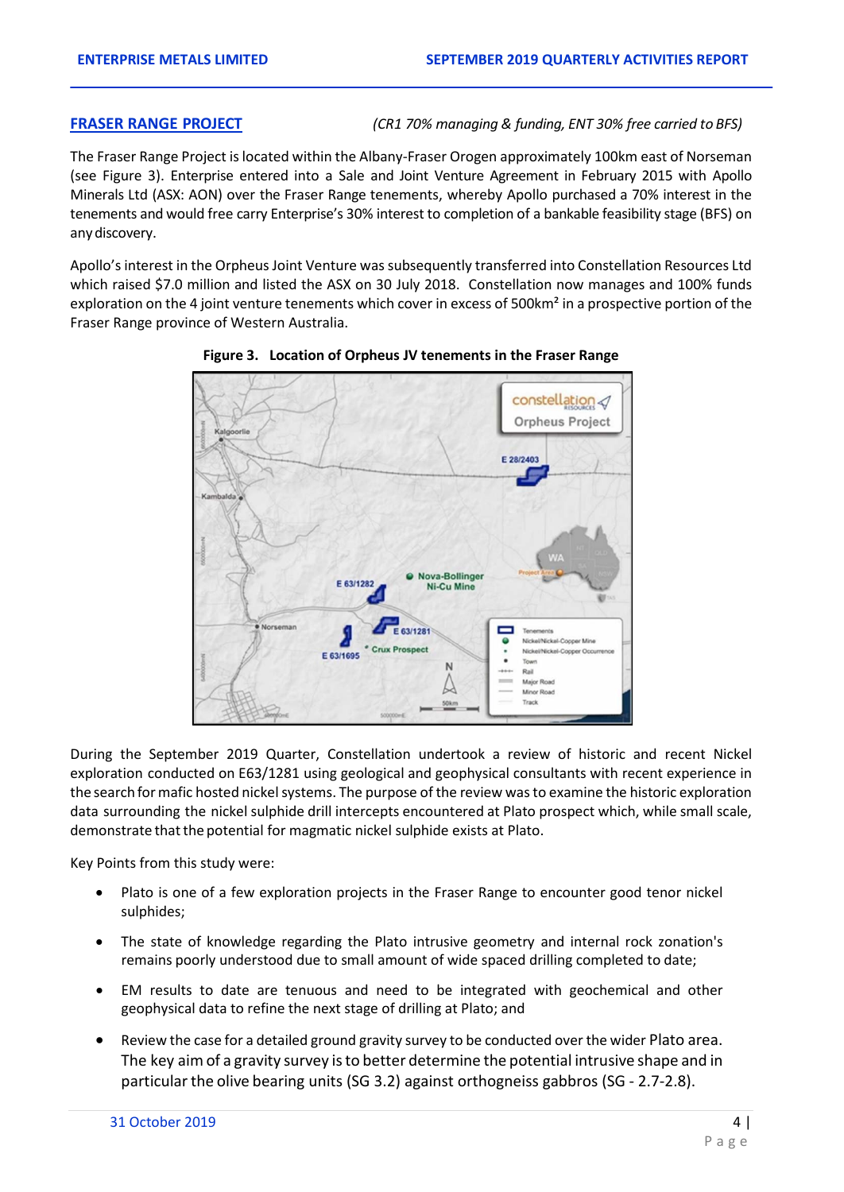## FRASER RANGE PROJECT

*(CR1 70% managing & funding, ENT 30% free carried to BFS)*

The Fraser Range Project is located within the Albany-Fraser Orogen approximately 100km east of Norseman (see Figure 3). Enterprise entered into a Sale and Joint Venture Agreement in February 2015 with Apollo Minerals Ltd (ASX: AON) over the Fraser Range tenements, whereby Apollo purchased a 70% interest in the tenements and would free carry Enterprise's 30% interest to completion of a bankable feasibility stage (BFS) on any discovery.

Apollo's interest in the Orpheus Joint Venture was subsequently transferred into Constellation Resources Ltd which raised $7.0 million and listed the ASX on 30 July 2018. Constellation now manages and 100% funds exploration on the 4 joint venture tenements which cover in excess of 500km² in a prospective portion of the Fraser Range province of Western Australia.

**Figure 3. Location of Orpheus JV tenements in the Fraser Range**

During the September 2019 Quarter, Constellation undertook a review of historic and recent Nickel exploration conducted on E63/1281 using geological and geophysical consultants with recent experience in the search for mafic hosted nickel systems. The purpose of the review was to examine the historic exploration data surrounding the nickel sulphide drill intercepts encountered at Plato prospect which, while small scale, demonstrate that the potential for magmatic nickel sulphide exists at Plato.

Key Points from this study were:

- Plato is one of a few exploration projects in the Fraser Range to encounter good tenor nickel sulphides;
- The state of knowledge regarding the Plato intrusive geometry and internal rock zonation's remains poorly understood due to small amount of wide spaced drilling completed to date;
- EM results to date are tenuous and need to be integrated with geochemical and other geophysical data to refine the next stage of drilling at Plato; and
- Review the case for a detailed ground gravity survey to be conducted over the wider Plato area. The key aim of a gravity survey is to better determine the potential intrusive shape and in particular the olive bearing units (SG 3.2) against orthogneiss gabbros (SG - 2.7-2.8).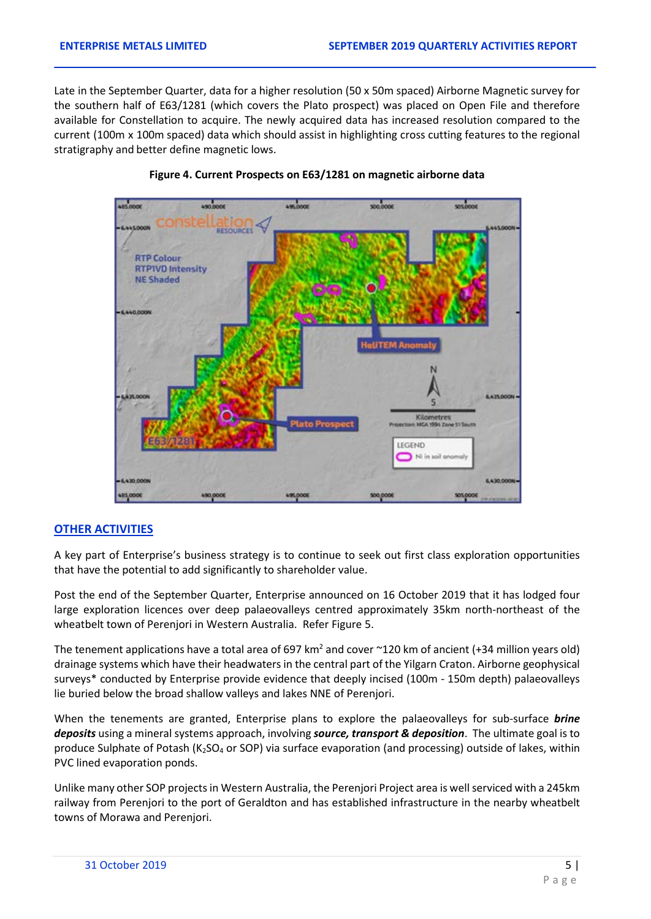Late in the September Quarter, data for a higher resolution (50 x 50m spaced) Airborne Magnetic survey for the southern half of E63/1281 (which covers the Plato prospect) was placed on Open File and therefore available for Constellation to acquire. The newly acquired data has increased resolution compared to the current (100m x 100m spaced) data which should assist in highlighting cross cutting features to the regional stratigraphy and better define magnetic lows.

**Figure 4. Current Prospects on E63/1281 on magnetic airborne data**

## OTHER ACTIVITIES

A key part of Enterprise's business strategy is to continue to seek out first class exploration opportunities that have the potential to add significantly to shareholder value.

Post the end of the September Quarter, Enterprise announced on 16 October 2019 that it has lodged four large exploration licences over deep palaeovalleys centred approximately 35km north-northeast of the wheatbelt town of Perenjori in Western Australia. Refer Figure 5.

The tenement applications have a total area of 697 km$^2$ and cover ~120 km of ancient (+34 million years old) drainage systems which have their headwaters in the central part of the Yilgarn Craton. Airborne geophysical surveys* conducted by Enterprise provide evidence that deeply incised (100m - 150m depth) palaeovalleys lie buried below the broad shallow valleys and lakes NNE of Perenjori.

When the tenements are granted, Enterprise plans to explore the palaeovalleys for sub-surface ***brine deposits*** using a mineral systems approach, involving ***source, transport & deposition***. The ultimate goal is to produce Sulphate of Potash ($K_2SO_4$ or SOP) via surface evaporation (and processing) outside of lakes, within PVC lined evaporation ponds.

Unlike many other SOP projects in Western Australia, the Perenjori Project area is well serviced with a 245km railway from Perenjori to the port of Geraldton and has established infrastructure in the nearby wheatbelt towns of Morawa and Perenjori.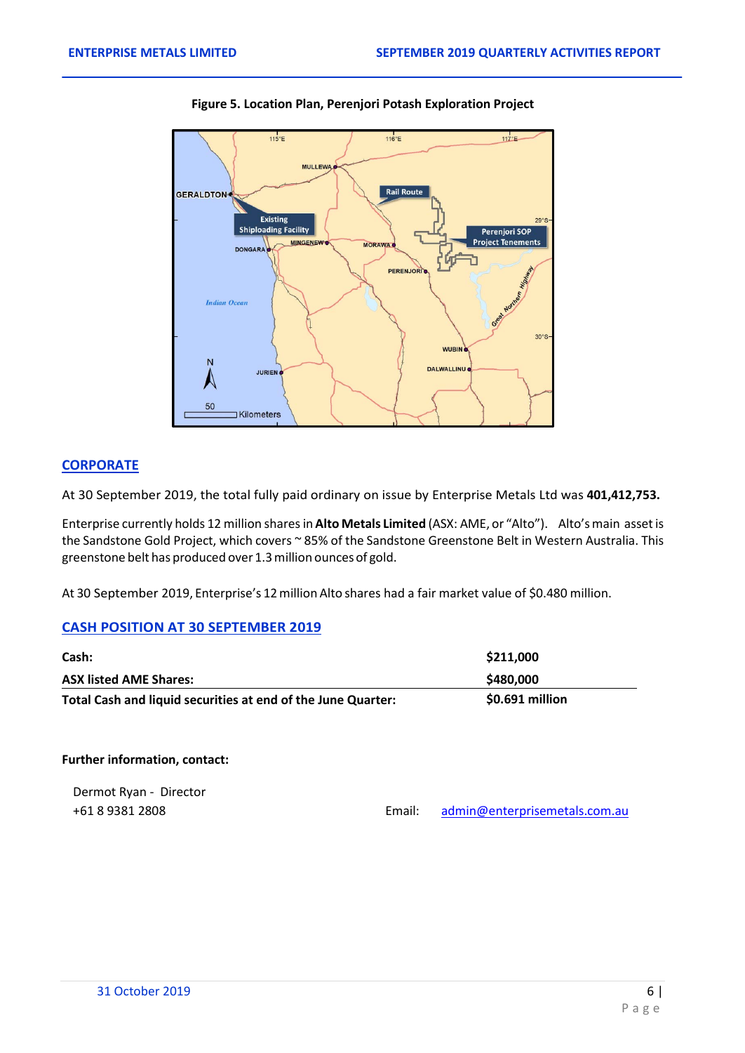**Figure 5. Location Plan, Perenjori Potash Exploration Project**

## CORPORATE

At 30 September 2019, the total fully paid ordinary on issue by Enterprise Metals Ltd was **401,412,753.**

Enterprise currently holds 12 million shares in **Alto Metals Limited** (ASX: AME, or "Alto"). Alto's main asset is the Sandstone Gold Project, which covers ~ 85% of the Sandstone Greenstone Belt in Western Australia. This greenstone belt has produced over 1.3 million ounces of gold.

At 30 September 2019, Enterprise's 12 million Alto shares had a fair market value of $0.480 million.

## CASH POSITION AT 30 SEPTEMBER 2019

| | |
|---|---|
| **Cash:** | **$211,000** |
| **ASX listed AME Shares:** | **$480,000** |
| **Total Cash and liquid securities at end of the June Quarter:** | **$0.691 million** |

**Further information, contact:**

Dermot Ryan - Director
+61 8 9381 2808

Email: admin@enterprisemetals.com.au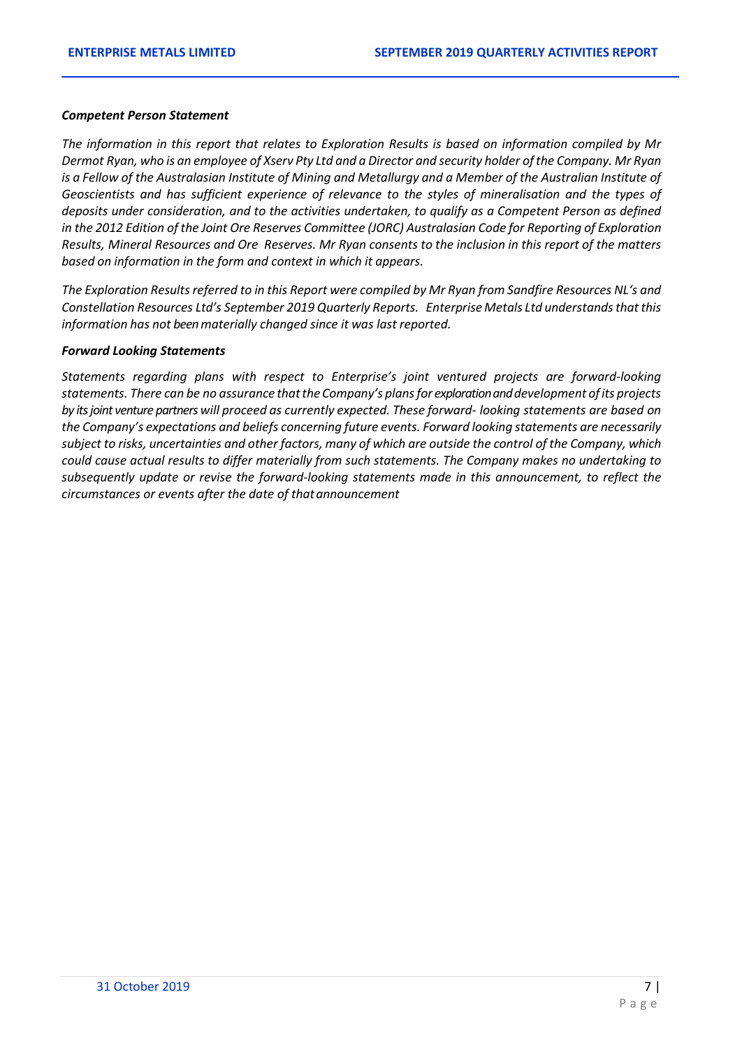***Competent Person Statement***

*The information in this report that relates to Exploration Results is based on information compiled by Mr Dermot Ryan, who is an employee of Xserv Pty Ltd and a Director and security holder of the Company. Mr Ryan is a Fellow of the Australasian Institute of Mining and Metallurgy and a Member of the Australian Institute of Geoscientists and has sufficient experience of relevance to the styles of mineralisation and the types of deposits under consideration, and to the activities undertaken, to qualify as a Competent Person as defined in the 2012 Edition of the Joint Ore Reserves Committee (JORC) Australasian Code for Reporting of Exploration Results, Mineral Resources and Ore Reserves. Mr Ryan consents to the inclusion in this report of the matters based on information in the form and context in which it appears.*

*The Exploration Results referred to in this Report were compiled by Mr Ryan from Sandfire Resources NL's and Constellation Resources Ltd's September 2019 Quarterly Reports. Enterprise Metals Ltd understands that this information has not been materially changed since it was last reported.*

***Forward Looking Statements***

*Statements regarding plans with respect to Enterprise's joint ventured projects are forward-looking statements. There can be no assurance that the Company's plans for exploration and development of its projects by its joint venture partners will proceed as currently expected. These forward- looking statements are based on the Company's expectations and beliefs concerning future events. Forward looking statements are necessarily subject to risks, uncertainties and other factors, many of which are outside the control of the Company, which could cause actual results to differ materially from such statements. The Company makes no undertaking to subsequently update or revise the forward-looking statements made in this announcement, to reflect the circumstances or events after the date of that announcement*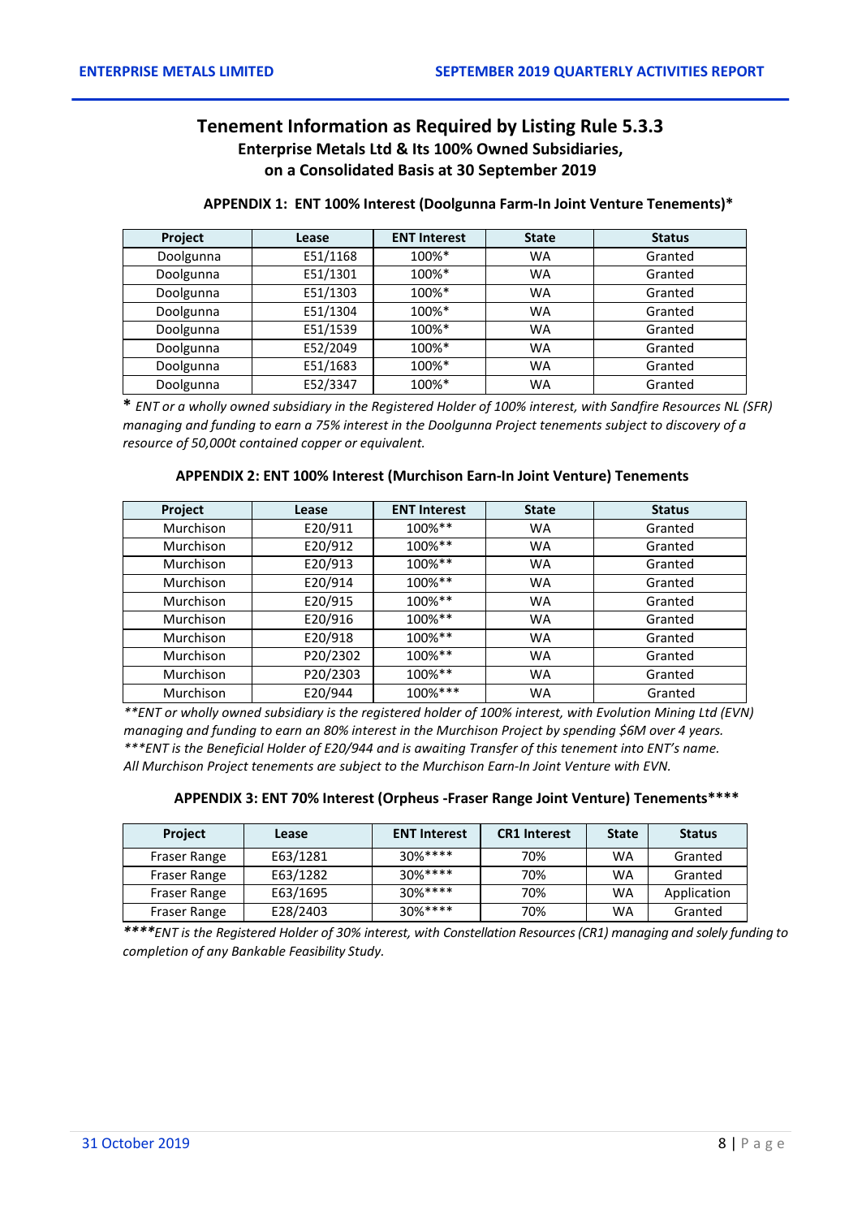## Tenement Information as Required by Listing Rule 5.3.3

### Enterprise Metals Ltd & Its 100% Owned Subsidiaries, on a Consolidated Basis at 30 September 2019

**APPENDIX 1: ENT 100% Interest (Doolgunna Farm-In Joint Venture Tenements)***

| Project | Lease | ENT Interest | State | Status |
|---|---|---|---|---|
| Doolgunna | E51/1168 | 100%* | WA | Granted |
| Doolgunna | E51/1301 | 100%* | WA | Granted |
| Doolgunna | E51/1303 | 100%* | WA | Granted |
| Doolgunna | E51/1304 | 100%* | WA | Granted |
| Doolgunna | E51/1539 | 100%* | WA | Granted |
| Doolgunna | E52/2049 | 100%* | WA | Granted |
| Doolgunna | E51/1683 | 100%* | WA | Granted |
| Doolgunna | E52/3347 | 100%* | WA | Granted |

**\*** *ENT or a wholly owned subsidiary in the Registered Holder of 100% interest, with Sandfire Resources NL (SFR) managing and funding to earn a 75% interest in the Doolgunna Project tenements subject to discovery of a resource of 50,000t contained copper or equivalent.*

**APPENDIX 2: ENT 100% Interest (Murchison Earn-In Joint Venture) Tenements**

| Project | Lease | ENT Interest | State | Status |
|---|---|---|---|---|
| Murchison | E20/911 | 100%** | WA | Granted |
| Murchison | E20/912 | 100%** | WA | Granted |
| Murchison | E20/913 | 100%** | WA | Granted |
| Murchison | E20/914 | 100%** | WA | Granted |
| Murchison | E20/915 | 100%** | WA | Granted |
| Murchison | E20/916 | 100%** | WA | Granted |
| Murchison | E20/918 | 100%** | WA | Granted |
| Murchison | P20/2302 | 100%** | WA | Granted |
| Murchison | P20/2303 | 100%** | WA | Granted |
| Murchison | E20/944 | 100%*** | WA | Granted |

*\*\*ENT or wholly owned subsidiary is the registered holder of 100% interest, with Evolution Mining Ltd (EVN) managing and funding to earn an 80% interest in the Murchison Project by spending $6M over 4 years.*
*\*\*\*ENT is the Beneficial Holder of E20/944 and is awaiting Transfer of this tenement into ENT's name.*
*All Murchison Project tenements are subject to the Murchison Earn-In Joint Venture with EVN.*

**APPENDIX 3: ENT 70% Interest (Orpheus -Fraser Range Joint Venture) Tenements******

| Project | Lease | ENT Interest | CR1 Interest | State | Status |
|---|---|---|---|---|---|
| Fraser Range | E63/1281 | 30%**** | 70% | WA | Granted |
| Fraser Range | E63/1282 | 30%**** | 70% | WA | Granted |
| Fraser Range | E63/1695 | 30%**** | 70% | WA | Application |
| Fraser Range | E28/2403 | 30%**** | 70% | WA | Granted |

**\*\*\*\****ENT is the Registered Holder of 30% interest, with Constellation Resources (CR1) managing and solely funding to completion of any Bankable Feasibility Study.*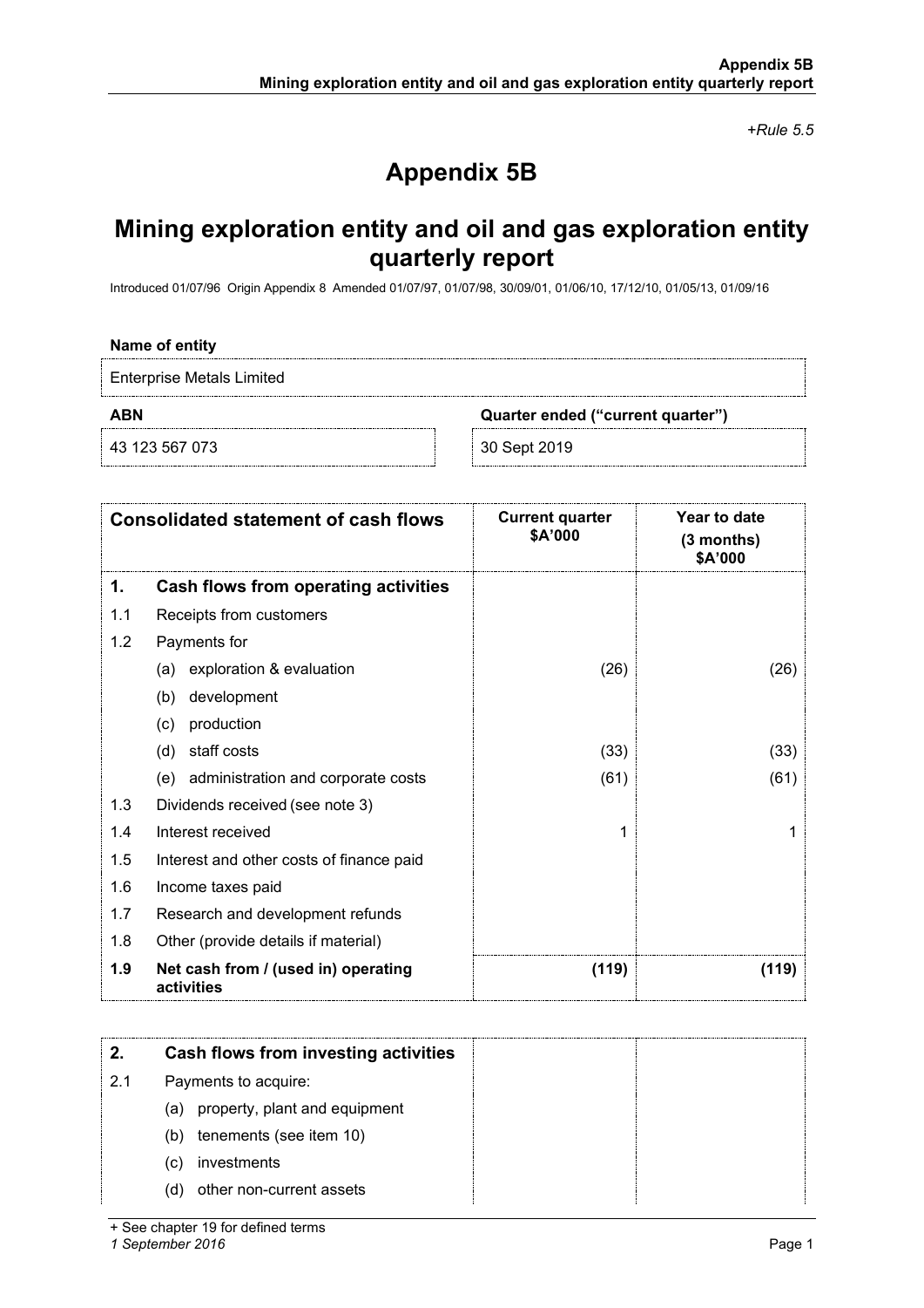*+Rule 5.5*

# Appendix 5B

# Mining exploration entity and oil and gas exploration entity quarterly report

Introduced 01/07/96 Origin Appendix 8 Amended 01/07/97, 01/07/98, 30/09/01, 01/06/10, 17/12/10, 01/05/13, 01/09/16

**Name of entity**

Enterprise Metals Limited

| **ABN** | **Quarter ended ("current quarter")** |
|---|---|
| 43 123 567 073 | 30 Sept 2019 |

| | **Consolidated statement of cash flows** | **Current quarter $A'000** | **Year to date (3 months) $A'000** |
|---|---|---|---|
| **1.** | **Cash flows from operating activities** | | |
| 1.1 | Receipts from customers | | |
| 1.2 | Payments for | | |
| | (a) exploration & evaluation | (26) | (26) |
| | (b) development | | |
| | (c) production | | |
| | (d) staff costs | (33) | (33) |
| | (e) administration and corporate costs | (61) | (61) |
| 1.3 | Dividends received (see note 3) | | |
| 1.4 | Interest received | 1 | 1 |
| 1.5 | Interest and other costs of finance paid | | |
| 1.6 | Income taxes paid | | |
| 1.7 | Research and development refunds | | |
| 1.8 | Other (provide details if material) | | |
| **1.9** | **Net cash from / (used in) operating activities** | **(119)** | **(119)** |

| **2.** | **Cash flows from investing activities** | | |
|---|---|---|---|
| 2.1 | Payments to acquire: | | |
| | (a) property, plant and equipment | | |
| | (b) tenements (see item 10) | | |
| | (c) investments | | |
| | (d) other non-current assets | | |

+ See chapter 19 for defined terms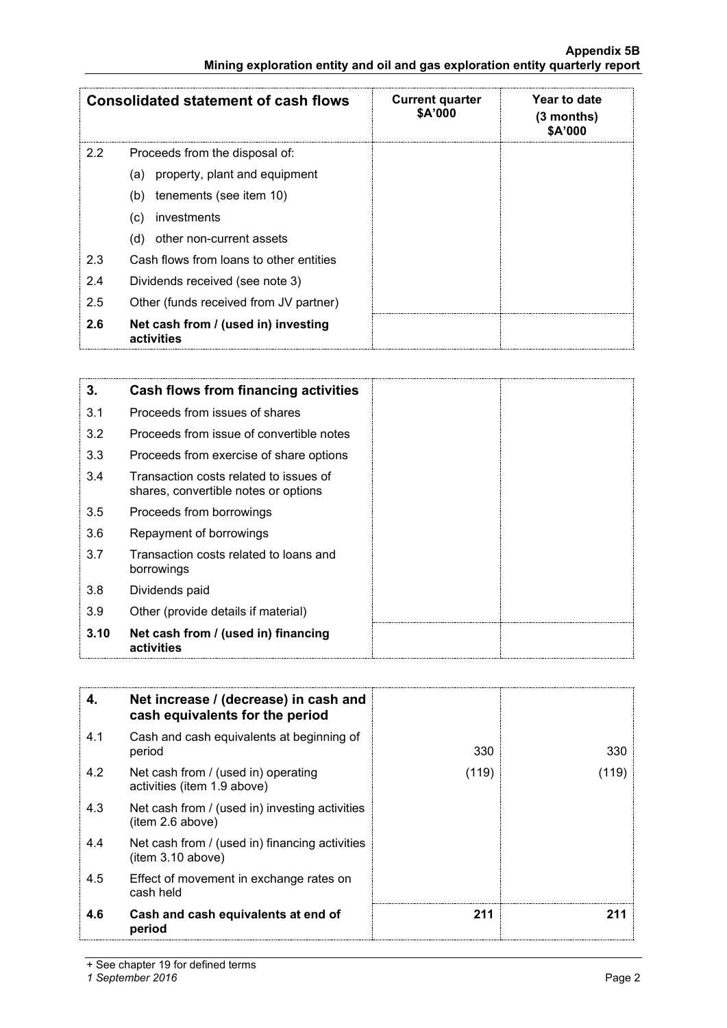| Consolidated statement of cash flows | | Current quarter $A'000 | Year to date (3 months) $A'000 |
|---|---|---|---|
| 2.2 | Proceeds from the disposal of: | | |
| | (a) property, plant and equipment | | |
| | (b) tenements (see item 10) | | |
| | (c) investments | | |
| | (d) other non-current assets | | |
| 2.3 | Cash flows from loans to other entities | | |
| 2.4 | Dividends received (see note 3) | | |
| 2.5 | Other (funds received from JV partner) | | |
| **2.6** | **Net cash from / (used in) investing activities** | | |

| **3.** | **Cash flows from financing activities** | | |
|---|---|---|---|
| 3.1 | Proceeds from issues of shares | | |
| 3.2 | Proceeds from issue of convertible notes | | |
| 3.3 | Proceeds from exercise of share options | | |
| 3.4 | Transaction costs related to issues of shares, convertible notes or options | | |
| 3.5 | Proceeds from borrowings | | |
| 3.6 | Repayment of borrowings | | |
| 3.7 | Transaction costs related to loans and borrowings | | |
| 3.8 | Dividends paid | | |
| 3.9 | Other (provide details if material) | | |
| **3.10** | **Net cash from / (used in) financing activities** | | |

| **4.** | **Net increase / (decrease) in cash and cash equivalents for the period** | | |
|---|---|---|---|
| 4.1 | Cash and cash equivalents at beginning of period | 330 | 330 |
| 4.2 | Net cash from / (used in) operating activities (item 1.9 above) | (119) | (119) |
| 4.3 | Net cash from / (used in) investing activities (item 2.6 above) | | |
| 4.4 | Net cash from / (used in) financing activities (item 3.10 above) | | |
| 4.5 | Effect of movement in exchange rates on cash held | | |
| **4.6** | **Cash and cash equivalents at end of period** | **211** | **211** |

+ See chapter 19 for defined terms

*1 September 2016*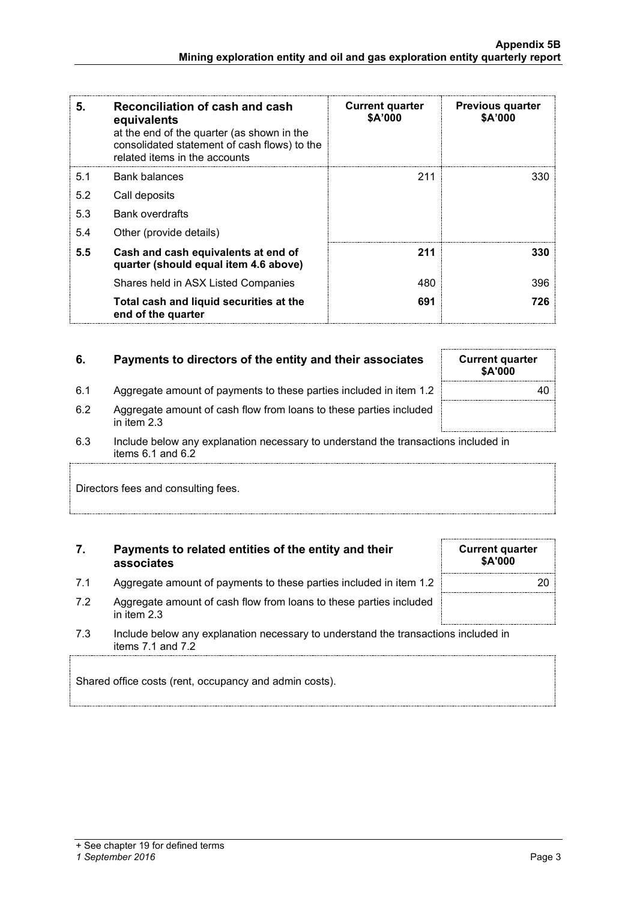| 5. | **Reconciliation of cash and cash equivalents** at the end of the quarter (as shown in the consolidated statement of cash flows) to the related items in the accounts | **Current quarter $A'000** | **Previous quarter $A'000** |
|---|---|---|---|
| 5.1 | Bank balances | 211 | 330 |
| 5.2 | Call deposits | | |
| 5.3 | Bank overdrafts | | |
| 5.4 | Other (provide details) | | |
| **5.5** | **Cash and cash equivalents at end of quarter (should equal item 4.6 above)** | **211** | **330** |
| | Shares held in ASX Listed Companies | 480 | 396 |
| | **Total cash and liquid securities at the end of the quarter** | **691** | **726** |

| 6. | **Payments to directors of the entity and their associates** | **Current quarter $A'000** |
|---|---|---|
| 6.1 | Aggregate amount of payments to these parties included in item 1.2 | 40 |
| 6.2 | Aggregate amount of cash flow from loans to these parties included in item 2.3 | |

6.3 Include below any explanation necessary to understand the transactions included in items 6.1 and 6.2

Directors fees and consulting fees.

| 7. | **Payments to related entities of the entity and their associates** | **Current quarter $A'000** |
|---|---|---|
| 7.1 | Aggregate amount of payments to these parties included in item 1.2 | 20 |
| 7.2 | Aggregate amount of cash flow from loans to these parties included in item 2.3 | |

7.3 Include below any explanation necessary to understand the transactions included in items 7.1 and 7.2

Shared office costs (rent, occupancy and admin costs).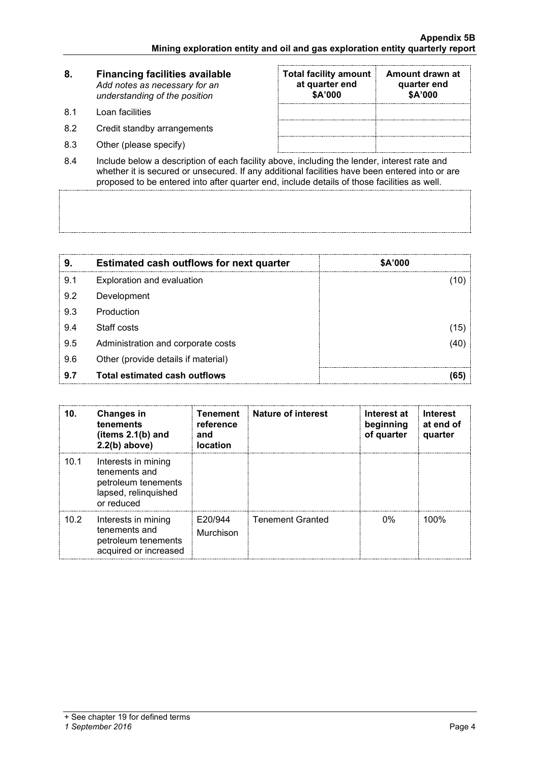| 8. | **Financing facilities available** *Add notes as necessary for an understanding of the position* | **Total facility amount at quarter end \$A'000** | **Amount drawn at quarter end \$A'000** |
|---|---|---|---|
| 8.1 | Loan facilities | | |
| 8.2 | Credit standby arrangements | | |
| 8.3 | Other (please specify) | | |

8.4 Include below a description of each facility above, including the lender, interest rate and whether it is secured or unsecured. If any additional facilities have been entered into or are proposed to be entered into after quarter end, include details of those facilities as well.

| 9. | **Estimated cash outflows for next quarter** | **\$A'000** |
|---|---|---|
| 9.1 | Exploration and evaluation | (10) |
| 9.2 | Development | |
| 9.3 | Production | |
| 9.4 | Staff costs | (15) |
| 9.5 | Administration and corporate costs | (40) |
| 9.6 | Other (provide details if material) | |
| **9.7** | **Total estimated cash outflows** | **(65)** |

| 10. | **Changes in tenements (items 2.1(b) and 2.2(b) above)** | **Tenement reference and location** | **Nature of interest** | **Interest at beginning of quarter** | **Interest at end of quarter** |
|---|---|---|---|---|---|
| 10.1 | Interests in mining tenements and petroleum tenements lapsed, relinquished or reduced | | | | |
| 10.2 | Interests in mining tenements and petroleum tenements acquired or increased | E20/944 Murchison | Tenement Granted | 0% | 100% |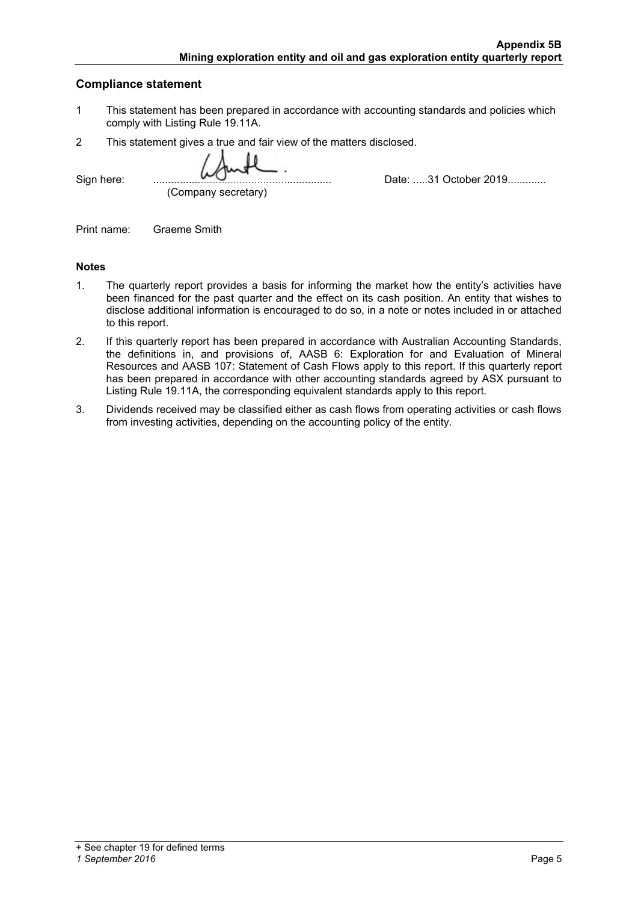## Compliance statement

1. This statement has been prepared in accordance with accounting standards and policies which comply with Listing Rule 19.11A.

2. This statement gives a true and fair view of the matters disclosed.

Sign here: ............................................................ Date: .....31 October 2019.............
(Company secretary)

Print name: Graeme Smith

**Notes**

1. The quarterly report provides a basis for informing the market how the entity's activities have been financed for the past quarter and the effect on its cash position. An entity that wishes to disclose additional information is encouraged to do so, in a note or notes included in or attached to this report.

2. If this quarterly report has been prepared in accordance with Australian Accounting Standards, the definitions in, and provisions of, AASB 6: Exploration for and Evaluation of Mineral Resources and AASB 107: Statement of Cash Flows apply to this report. If this quarterly report has been prepared in accordance with other accounting standards agreed by ASX pursuant to Listing Rule 19.11A, the corresponding equivalent standards apply to this report.

3. Dividends received may be classified either as cash flows from operating activities or cash flows from investing activities, depending on the accounting policy of the entity.